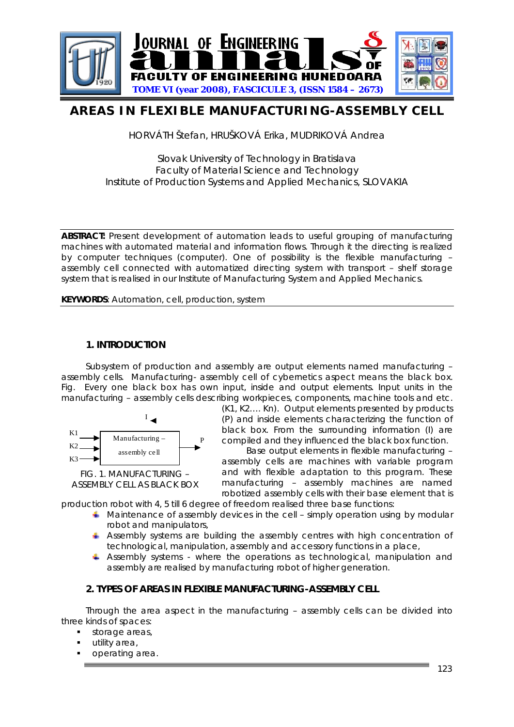# AREAS IN FLEXIBLE MANUFACTURING-ASSEMBLY CELL

HORVÁTH Štefan, HRUŠKOVÁ Erika, MUDRIKOVÁ Andrea

Slovak University of Technology in Bratislava
Faculty of Material Science and Technology
Institute of Production Systems and Applied Mechanics, SLOVAKIA

**ABSTRACT:** Present development of automation leads to useful grouping of manufacturing machines with automated material and information flows. Through it the directing is realized by computer techniques (computer). One of possibility is the flexible manufacturing – assembly cell connected with automatized directing system with transport – shelf storage system that is realised in our Institute of Manufacturing System and Applied Mechanics.

**KEYWORDS**: Automation, cell, production, system

## 1. INTRODUCTION

Subsystem of production and assembly are output elements named manufacturing – assembly cells. Manufacturing- assembly cell of cybernetics aspect means the black box. Fig. Every one black box has own input, inside and output elements. Input units in the manufacturing – assembly cells describing workpieces, components, machine tools and etc. (K1, K2…. Kn). Output elements presented by products (P) and inside elements characterizing the function of black box. From the surrounding information (I) are compiled and they influenced the black box function.

FIG. 1. MANUFACTURING – ASSEMBLY CELL AS BLACK BOX

Base output elements in flexible manufacturing – assembly cells are machines with variable program and with flexible adaptation to this program. These manufacturing – assembly machines are named robotized assembly cells with their base element that is production robot with 4, 5 till 6 degree of freedom realised three base functions:

- Maintenance of assembly devices in the cell – simply operation using by modular robot and manipulators,
- Assembly systems are building the assembly centres with high concentration of technological, manipulation, assembly and accessory functions in a place,
- Assembly systems - where the operations as technological, manipulation and assembly are realised by manufacturing robot of higher generation.

## 2. TYPES OF AREAS IN FLEXIBLE MANUFACTURING-ASSEMBLY CELL

Through the area aspect in the manufacturing – assembly cells can be divided into three kinds of spaces:

- storage areas,
- utility area,
- operating area.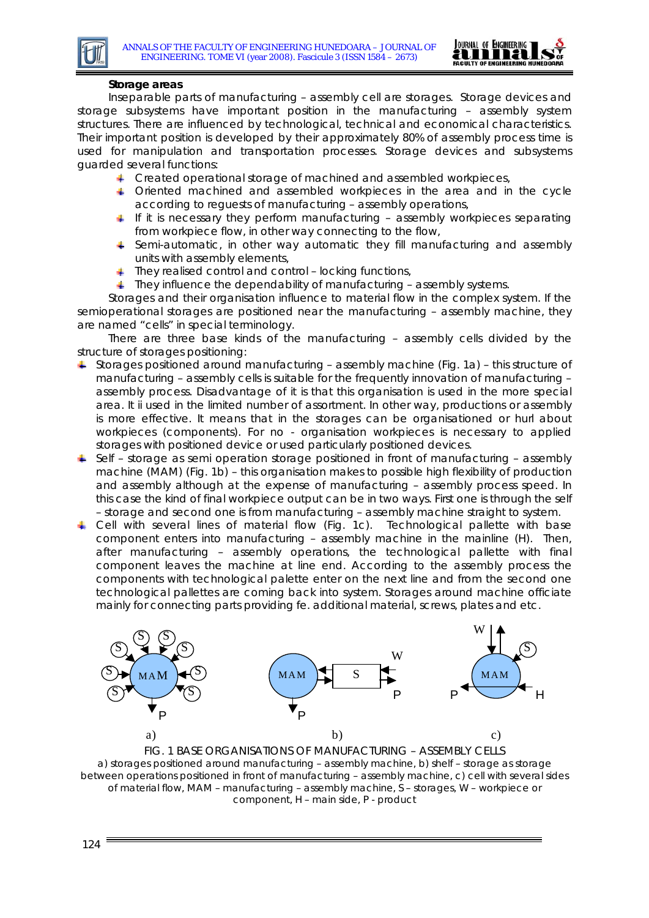**Storage areas**

Inseparable parts of manufacturing – assembly cell are storages. Storage devices and storage subsystems have important position in the manufacturing – assembly system structures. There are influenced by technological, technical and economical characteristics. Their important position is developed by their approximately 80% of assembly process time is used for manipulation and transportation processes. Storage devices and subsystems guarded several functions:

- Created operational storage of machined and assembled workpieces,
- Oriented machined and assembled workpieces in the area and in the cycle according to reguests of manufacturing – assembly operations,
- If it is necessary they perform manufacturing – assembly workpieces separating from workpiece flow, in other way connecting to the flow,
- Semi-automatic, in other way automatic they fill manufacturing and assembly units with assembly elements,
- They realised control and control – locking functions,
- They influence the dependability of manufacturing – assembly systems.

Storages and their organisation influence to material flow in the complex system. If the semioperational storages are positioned near the manufacturing – assembly machine, they are named "cells" in special terminology.

There are three base kinds of the manufacturing – assembly cells divided by the structure of storages positioning:

- Storages positioned around manufacturing – assembly machine (Fig. 1a) – this structure of manufacturing – assembly cells is suitable for the frequently innovation of manufacturing – assembly process. Disadvantage of it is that this organisation is used in the more special area. It ii used in the limited number of assortment. In other way, productions or assembly is more effective. It means that in the storages can be organisationed or hurl about workpieces (components). For no - organisation workpieces is necessary to applied storages with positioned device or used particularly positioned devices.
- Self – storage as semi operation storage positioned in front of manufacturing – assembly machine (MAM) (Fig. 1b) – this organisation makes to possible high flexibility of production and assembly although at the expense of manufacturing – assembly process speed. In this case the kind of final workpiece output can be in two ways. First one is through the self – storage and second one is from manufacturing – assembly machine straight to system.
- Cell with several lines of material flow (Fig. 1c). Technological pallette with base component enters into manufacturing – assembly machine in the mainline (H). Then, after manufacturing – assembly operations, the technological pallette with final component leaves the machine at line end. According to the assembly process the components with technological palette enter on the next line and from the second one technological pallettes are coming back into system. Storages around machine officiate mainly for connecting parts providing fe. additional material, screws, plates and etc.

FIG. 1 BASE ORGANISATIONS OF MANUFACTURING – ASSEMBLY CELLS
a) storages positioned around manufacturing – assembly machine, b) shelf – storage as storage between operations positioned in front of manufacturing – assembly machine, c) cell with several sides of material flow, MAM – manufacturing – assembly machine, S – storages, W – workpiece or component, H – main side, P - product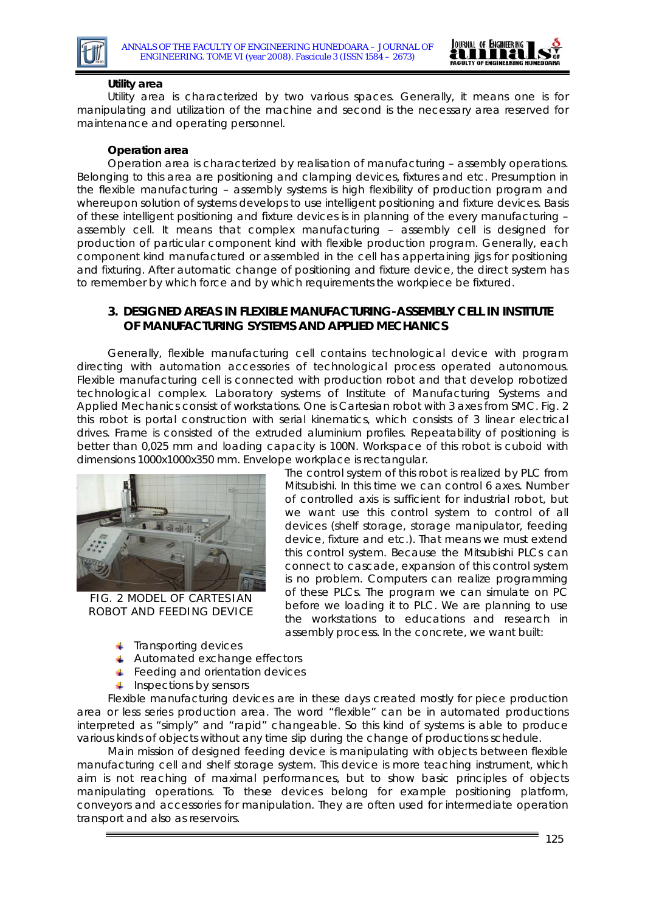**Utility area**

Utility area is characterized by two various spaces. Generally, it means one is for manipulating and utilization of the machine and second is the necessary area reserved for maintenance and operating personnel.

**Operation area**

Operation area is characterized by realisation of manufacturing – assembly operations. Belonging to this area are positioning and clamping devices, fixtures and etc. Presumption in the flexible manufacturing – assembly systems is high flexibility of production program and whereupon solution of systems develops to use intelligent positioning and fixture devices. Basis of these intelligent positioning and fixture devices is in planning of the every manufacturing – assembly cell. It means that complex manufacturing – assembly cell is designed for production of particular component kind with flexible production program. Generally, each component kind manufactured or assembled in the cell has appertaining jigs for positioning and fixturing. After automatic change of positioning and fixture device, the direct system has to remember by which force and by which requirements the workpiece be fixtured.

## 3. DESIGNED AREAS IN FLEXIBLE MANUFACTURING-ASSEMBLY CELL IN INSTITUTE OF MANUFACTURING SYSTEMS AND APPLIED MECHANICS

Generally, flexible manufacturing cell contains technological device with program directing with automation accessories of technological process operated autonomous. Flexible manufacturing cell is connected with production robot and that develop robotized technological complex. Laboratory systems of Institute of Manufacturing Systems and Applied Mechanics consist of workstations. One is Cartesian robot with 3 axes from SMC. Fig. 2 this robot is portal construction with serial kinematics, which consists of 3 linear electrical drives. Frame is consisted of the extruded aluminium profiles. Repeatability of positioning is better than 0,025 mm and loading capacity is 100N. Workspace of this robot is cuboid with dimensions 1000x1000x350 mm. Envelope workplace is rectangular.

FIG. 2 MODEL OF CARTESIAN ROBOT AND FEEDING DEVICE

The control system of this robot is realized by PLC from Mitsubishi. In this time we can control 6 axes. Number of controlled axis is sufficient for industrial robot, but we want use this control system to control of all devices (shelf storage, storage manipulator, feeding device, fixture and etc.). That means we must extend this control system. Because the Mitsubishi PLCs can connect to cascade, expansion of this control system is no problem. Computers can realize programming of these PLCs. The program we can simulate on PC before we loading it to PLC. We are planning to use the workstations to educations and research in assembly process. In the concrete, we want built:

- Transporting devices
- Automated exchange effectors
- Feeding and orientation devices
- Inspections by sensors

Flexible manufacturing devices are in these days created mostly for piece production area or less series production area. The word "flexible" can be in automated productions interpreted as "simply" and "rapid" changeable. So this kind of systems is able to produce various kinds of objects without any time slip during the change of productions schedule.

Main mission of designed feeding device is manipulating with objects between flexible manufacturing cell and shelf storage system. This device is more teaching instrument, which aim is not reaching of maximal performances, but to show basic principles of objects manipulating operations. To these devices belong for example positioning platform, conveyors and accessories for manipulation. They are often used for intermediate operation transport and also as reservoirs.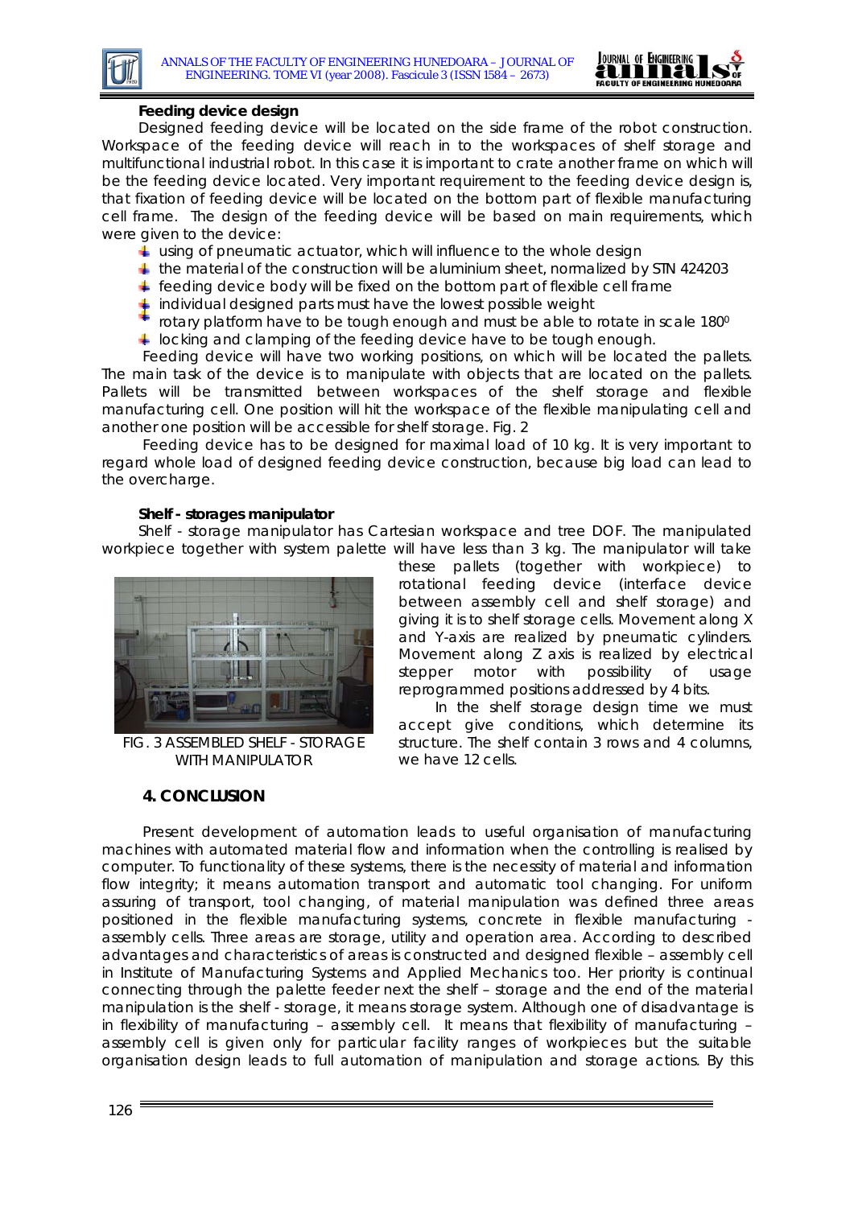**Feeding device design**

Designed feeding device will be located on the side frame of the robot construction. Workspace of the feeding device will reach in to the workspaces of shelf storage and multifunctional industrial robot. In this case it is important to crate another frame on which will be the feeding device located. Very important requirement to the feeding device design is, that fixation of feeding device will be located on the bottom part of flexible manufacturing cell frame. The design of the feeding device will be based on main requirements, which were given to the device:

- using of pneumatic actuator, which will influence to the whole design
- the material of the construction will be aluminium sheet, normalized by STN 424203
- feeding device body will be fixed on the bottom part of flexible cell frame
- individual designed parts must have the lowest possible weight
- rotary platform have to be tough enough and must be able to rotate in scale $180^0$
- locking and clamping of the feeding device have to be tough enough.

Feeding device will have two working positions, on which will be located the pallets. The main task of the device is to manipulate with objects that are located on the pallets. Pallets will be transmitted between workspaces of the shelf storage and flexible manufacturing cell. One position will hit the workspace of the flexible manipulating cell and another one position will be accessible for shelf storage. Fig. 2

Feeding device has to be designed for maximal load of 10 kg. It is very important to regard whole load of designed feeding device construction, because big load can lead to the overcharge.

**Shelf - storages manipulator**

Shelf - storage manipulator has Cartesian workspace and tree DOF. The manipulated workpiece together with system palette will have less than 3 kg. The manipulator will take these pallets (together with workpiece) to rotational feeding device (interface device between assembly cell and shelf storage) and giving it is to shelf storage cells. Movement along X and Y-axis are realized by pneumatic cylinders. Movement along Z axis is realized by electrical stepper motor with possibility of usage reprogrammed positions addressed by 4 bits.

FIG. 3 ASSEMBLED SHELF - STORAGE WITH MANIPULATOR

In the shelf storage design time we must accept give conditions, which determine its structure. The shelf contain 3 rows and 4 columns, we have 12 cells.

## 4. CONCLUSION

Present development of automation leads to useful organisation of manufacturing machines with automated material flow and information when the controlling is realised by computer. To functionality of these systems, there is the necessity of material and information flow integrity; it means automation transport and automatic tool changing. For uniform assuring of transport, tool changing, of material manipulation was defined three areas positioned in the flexible manufacturing systems, concrete in flexible manufacturing - assembly cells. Three areas are storage, utility and operation area. According to described advantages and characteristics of areas is constructed and designed flexible – assembly cell in Institute of Manufacturing Systems and Applied Mechanics too. Her priority is continual connecting through the palette feeder next the shelf – storage and the end of the material manipulation is the shelf - storage, it means storage system. Although one of disadvantage is in flexibility of manufacturing – assembly cell. It means that flexibility of manufacturing – assembly cell is given only for particular facility ranges of workpieces but the suitable organisation design leads to full automation of manipulation and storage actions. By this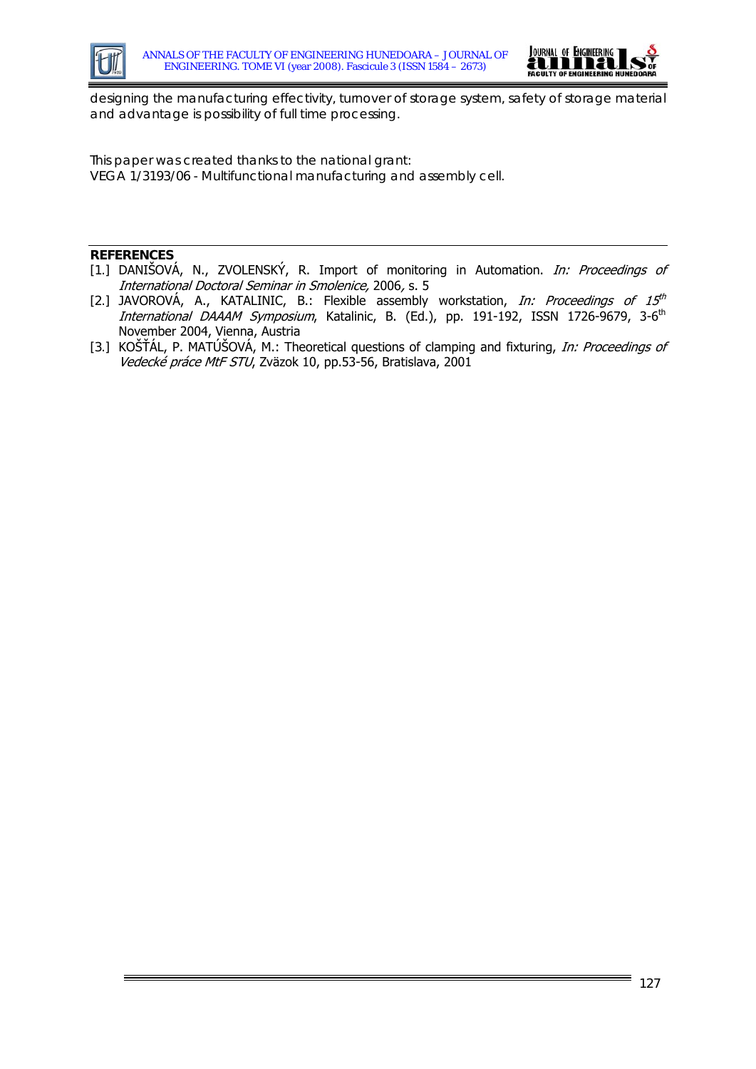designing the manufacturing effectivity, turnover of storage system, safety of storage material and advantage is possibility of full time processing.

This paper was created thanks to the national grant:
VEGA 1/3193/06 - Multifunctional manufacturing and assembly cell.

---

**REFERENCES**

[1.] DANIŠOVÁ, N., ZVOLENSKÝ, R. Import of monitoring in Automation. *In: Proceedings of International Doctoral Seminar in Smolenice,* 2006, s. 5

[2.] JAVOROVÁ, A., KATALINIC, B.: Flexible assembly workstation, *In: Proceedings of 15th International DAAAM Symposium*, Katalinic, B. (Ed.), pp. 191-192, ISSN 1726-9679, 3-6th November 2004, Vienna, Austria

[3.] KOŠŤÁL, P. MATÚŠOVÁ, M.: Theoretical questions of clamping and fixturing, *In: Proceedings of Vedecké práce MtF STU*, Zväzok 10, pp.53-56, Bratislava, 2001